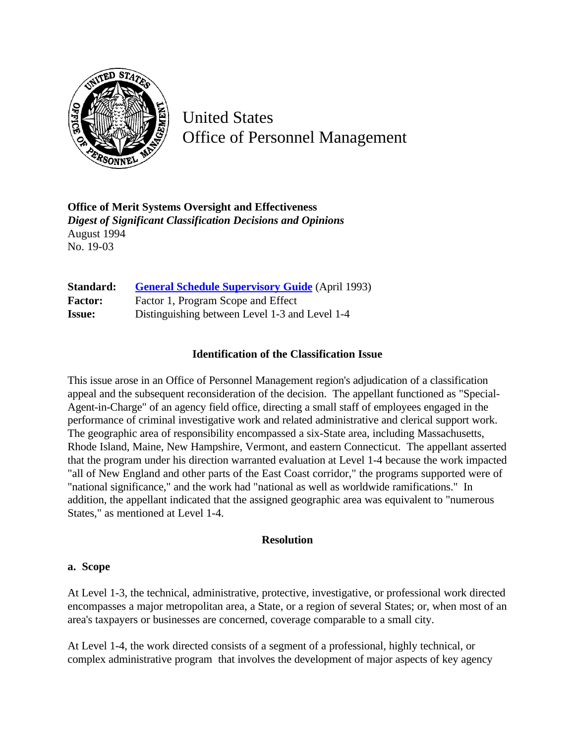United States
Office of Personnel Management

**Office of Merit Systems Oversight and Effectiveness**
***Digest of Significant Classification Decisions and Opinions***
August 1994
No. 19-03

| | |
|---|---|
| **Standard:** | General Schedule Supervisory Guide (April 1993) |
| **Factor:** | Factor 1, Program Scope and Effect |
| **Issue:** | Distinguishing between Level 1-3 and Level 1-4 |

### Identification of the Classification Issue

This issue arose in an Office of Personnel Management region's adjudication of a classification appeal and the subsequent reconsideration of the decision. The appellant functioned as "Special-Agent-in-Charge" of an agency field office, directing a small staff of employees engaged in the performance of criminal investigative work and related administrative and clerical support work. The geographic area of responsibility encompassed a six-State area, including Massachusetts, Rhode Island, Maine, New Hampshire, Vermont, and eastern Connecticut. The appellant asserted that the program under his direction warranted evaluation at Level 1-4 because the work impacted "all of New England and other parts of the East Coast corridor," the programs supported were of "national significance," and the work had "national as well as worldwide ramifications." In addition, the appellant indicated that the assigned geographic area was equivalent to "numerous States," as mentioned at Level 1-4.

### Resolution

**a. Scope**

At Level 1-3, the technical, administrative, protective, investigative, or professional work directed encompasses a major metropolitan area, a State, or a region of several States; or, when most of an area's taxpayers or businesses are concerned, coverage comparable to a small city.

At Level 1-4, the work directed consists of a segment of a professional, highly technical, or complex administrative program that involves the development of major aspects of key agency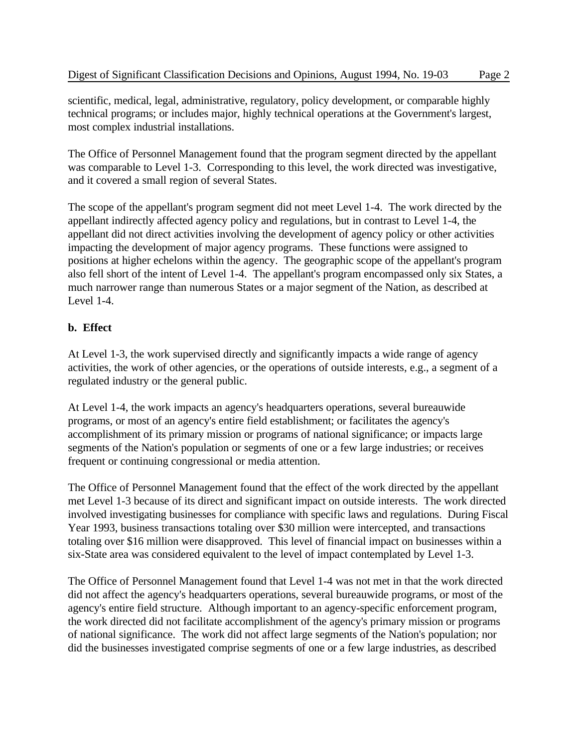scientific, medical, legal, administrative, regulatory, policy development, or comparable highly technical programs; or includes major, highly technical operations at the Government's largest, most complex industrial installations.

The Office of Personnel Management found that the program segment directed by the appellant was comparable to Level 1-3. Corresponding to this level, the work directed was investigative, and it covered a small region of several States.

The scope of the appellant's program segment did not meet Level 1-4. The work directed by the appellant indirectly affected agency policy and regulations, but in contrast to Level 1-4, the appellant did not direct activities involving the development of agency policy or other activities impacting the development of major agency programs. These functions were assigned to positions at higher echelons within the agency. The geographic scope of the appellant's program also fell short of the intent of Level 1-4. The appellant's program encompassed only six States, a much narrower range than numerous States or a major segment of the Nation, as described at Level 1-4.

**b. Effect**

At Level 1-3, the work supervised directly and significantly impacts a wide range of agency activities, the work of other agencies, or the operations of outside interests, e.g., a segment of a regulated industry or the general public.

At Level 1-4, the work impacts an agency's headquarters operations, several bureauwide programs, or most of an agency's entire field establishment; or facilitates the agency's accomplishment of its primary mission or programs of national significance; or impacts large segments of the Nation's population or segments of one or a few large industries; or receives frequent or continuing congressional or media attention.

The Office of Personnel Management found that the effect of the work directed by the appellant met Level 1-3 because of its direct and significant impact on outside interests. The work directed involved investigating businesses for compliance with specific laws and regulations. During Fiscal Year 1993, business transactions totaling over $30 million were intercepted, and transactions totaling over $16 million were disapproved. This level of financial impact on businesses within a six-State area was considered equivalent to the level of impact contemplated by Level 1-3.

The Office of Personnel Management found that Level 1-4 was not met in that the work directed did not affect the agency's headquarters operations, several bureauwide programs, or most of the agency's entire field structure. Although important to an agency-specific enforcement program, the work directed did not facilitate accomplishment of the agency's primary mission or programs of national significance. The work did not affect large segments of the Nation's population; nor did the businesses investigated comprise segments of one or a few large industries, as described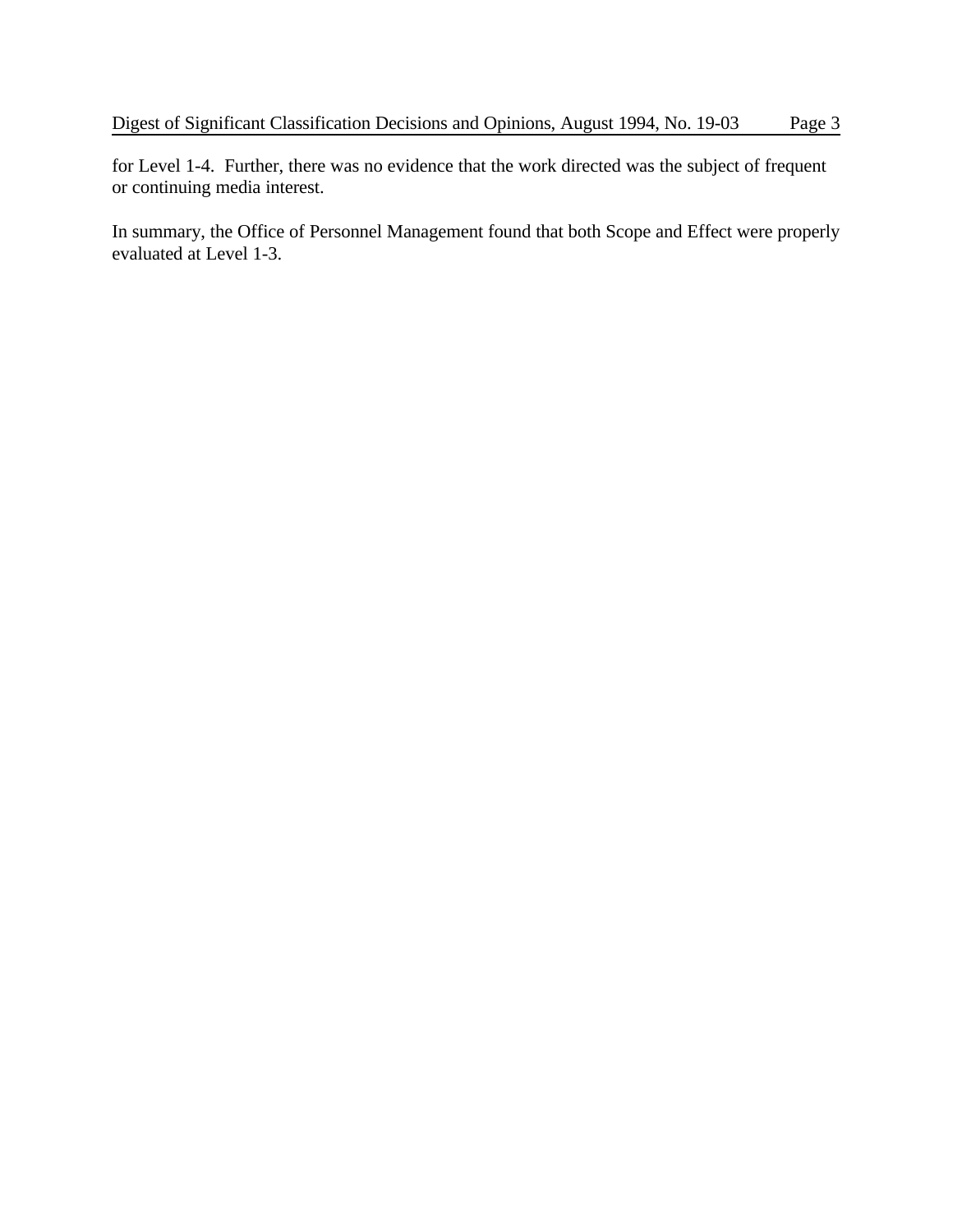for Level 1-4. Further, there was no evidence that the work directed was the subject of frequent or continuing media interest.

In summary, the Office of Personnel Management found that both Scope and Effect were properly evaluated at Level 1-3.